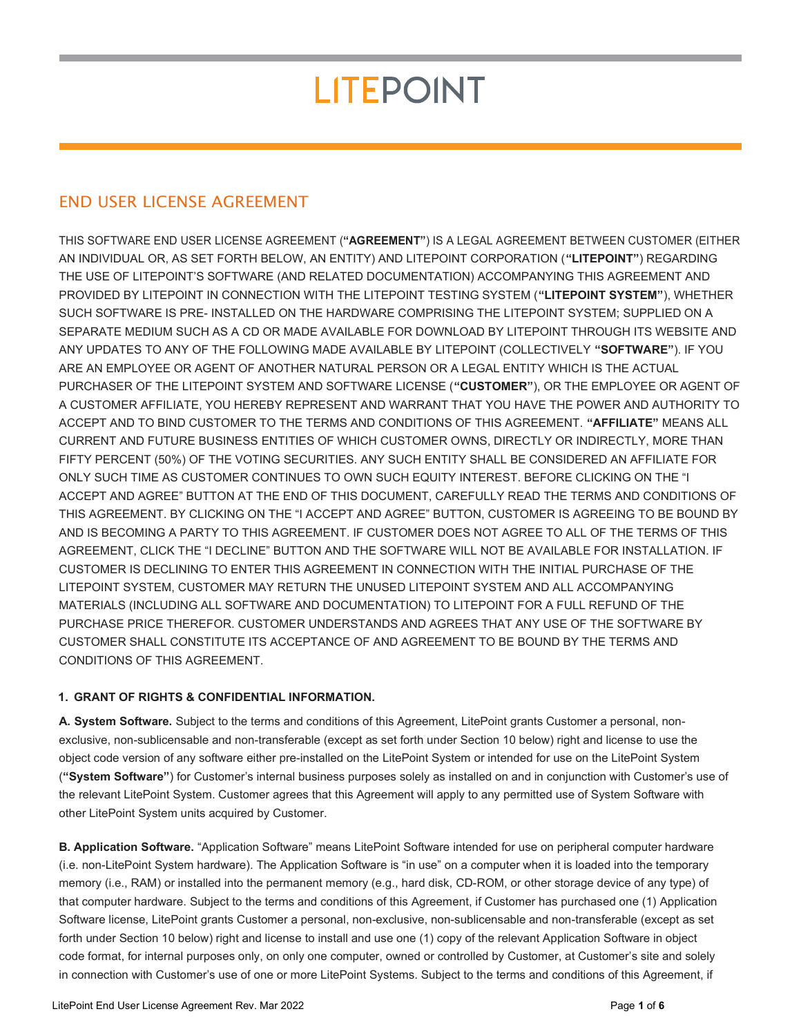# LITEPOINT

## END USER LICENSE AGREEMENT

THIS SOFTWARE END USER LICENSE AGREEMENT (**"AGREEMENT"**) IS A LEGAL AGREEMENT BETWEEN CUSTOMER (EITHER AN INDIVIDUAL OR, AS SET FORTH BELOW, AN ENTITY) AND LITEPOINT CORPORATION (**"LITEPOINT"**) REGARDING THE USE OF LITEPOINT'S SOFTWARE (AND RELATED DOCUMENTATION) ACCOMPANYING THIS AGREEMENT AND PROVIDED BY LITEPOINT IN CONNECTION WITH THE LITEPOINT TESTING SYSTEM (**"LITEPOINT SYSTEM"**), WHETHER SUCH SOFTWARE IS PRE- INSTALLED ON THE HARDWARE COMPRISING THE LITEPOINT SYSTEM; SUPPLIED ON A SEPARATE MEDIUM SUCH AS A CD OR MADE AVAILABLE FOR DOWNLOAD BY LITEPOINT THROUGH ITS WEBSITE AND ANY UPDATES TO ANY OF THE FOLLOWING MADE AVAILABLE BY LITEPOINT (COLLECTIVELY **"SOFTWARE"**). IF YOU ARE AN EMPLOYEE OR AGENT OF ANOTHER NATURAL PERSON OR A LEGAL ENTITY WHICH IS THE ACTUAL PURCHASER OF THE LITEPOINT SYSTEM AND SOFTWARE LICENSE (**"CUSTOMER"**), OR THE EMPLOYEE OR AGENT OF A CUSTOMER AFFILIATE, YOU HEREBY REPRESENT AND WARRANT THAT YOU HAVE THE POWER AND AUTHORITY TO ACCEPT AND TO BIND CUSTOMER TO THE TERMS AND CONDITIONS OF THIS AGREEMENT. **"AFFILIATE"** MEANS ALL CURRENT AND FUTURE BUSINESS ENTITIES OF WHICH CUSTOMER OWNS, DIRECTLY OR INDIRECTLY, MORE THAN FIFTY PERCENT (50%) OF THE VOTING SECURITIES. ANY SUCH ENTITY SHALL BE CONSIDERED AN AFFILIATE FOR ONLY SUCH TIME AS CUSTOMER CONTINUES TO OWN SUCH EQUITY INTEREST. BEFORE CLICKING ON THE "I ACCEPT AND AGREE" BUTTON AT THE END OF THIS DOCUMENT, CAREFULLY READ THE TERMS AND CONDITIONS OF THIS AGREEMENT. BY CLICKING ON THE "I ACCEPT AND AGREE" BUTTON, CUSTOMER IS AGREEING TO BE BOUND BY AND IS BECOMING A PARTY TO THIS AGREEMENT. IF CUSTOMER DOES NOT AGREE TO ALL OF THE TERMS OF THIS AGREEMENT, CLICK THE "I DECLINE" BUTTON AND THE SOFTWARE WILL NOT BE AVAILABLE FOR INSTALLATION. IF CUSTOMER IS DECLINING TO ENTER THIS AGREEMENT IN CONNECTION WITH THE INITIAL PURCHASE OF THE LITEPOINT SYSTEM, CUSTOMER MAY RETURN THE UNUSED LITEPOINT SYSTEM AND ALL ACCOMPANYING MATERIALS (INCLUDING ALL SOFTWARE AND DOCUMENTATION) TO LITEPOINT FOR A FULL REFUND OF THE PURCHASE PRICE THEREFOR. CUSTOMER UNDERSTANDS AND AGREES THAT ANY USE OF THE SOFTWARE BY CUSTOMER SHALL CONSTITUTE ITS ACCEPTANCE OF AND AGREEMENT TO BE BOUND BY THE TERMS AND CONDITIONS OF THIS AGREEMENT.

### 1. GRANT OF RIGHTS & CONFIDENTIAL INFORMATION.

**A. System Software.** Subject to the terms and conditions of this Agreement, LitePoint grants Customer a personal, non-exclusive, non-sublicensable and non-transferable (except as set forth under Section 10 below) right and license to use the object code version of any software either pre-installed on the LitePoint System or intended for use on the LitePoint System (**"System Software"**) for Customer's internal business purposes solely as installed on and in conjunction with Customer's use of the relevant LitePoint System. Customer agrees that this Agreement will apply to any permitted use of System Software with other LitePoint System units acquired by Customer.

**B. Application Software.** "Application Software" means LitePoint Software intended for use on peripheral computer hardware (i.e. non-LitePoint System hardware). The Application Software is "in use" on a computer when it is loaded into the temporary memory (i.e., RAM) or installed into the permanent memory (e.g., hard disk, CD-ROM, or other storage device of any type) of that computer hardware. Subject to the terms and conditions of this Agreement, if Customer has purchased one (1) Application Software license, LitePoint grants Customer a personal, non-exclusive, non-sublicensable and non-transferable (except as set forth under Section 10 below) right and license to install and use one (1) copy of the relevant Application Software in object code format, for internal purposes only, on only one computer, owned or controlled by Customer, at Customer's site and solely in connection with Customer's use of one or more LitePoint Systems. Subject to the terms and conditions of this Agreement, if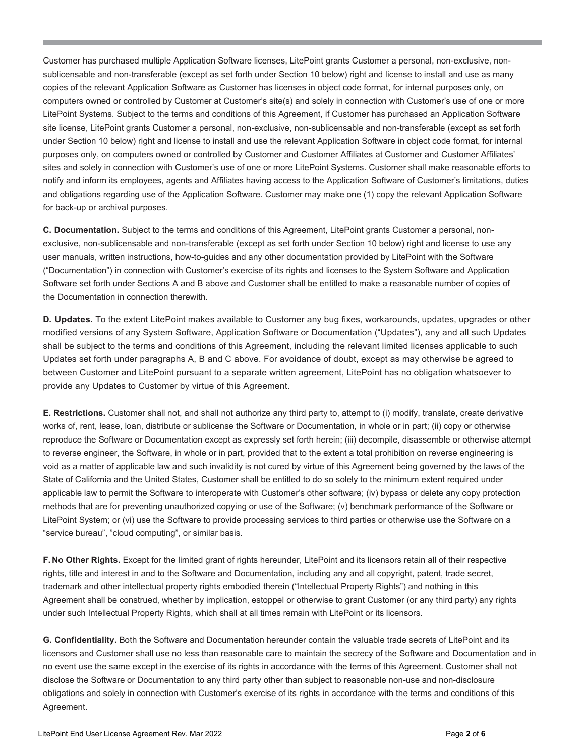Customer has purchased multiple Application Software licenses, LitePoint grants Customer a personal, non-exclusive, non-sublicensable and non-transferable (except as set forth under Section 10 below) right and license to install and use as many copies of the relevant Application Software as Customer has licenses in object code format, for internal purposes only, on computers owned or controlled by Customer at Customer's site(s) and solely in connection with Customer's use of one or more LitePoint Systems. Subject to the terms and conditions of this Agreement, if Customer has purchased an Application Software site license, LitePoint grants Customer a personal, non-exclusive, non-sublicensable and non-transferable (except as set forth under Section 10 below) right and license to install and use the relevant Application Software in object code format, for internal purposes only, on computers owned or controlled by Customer and Customer Affiliates at Customer and Customer Affiliates' sites and solely in connection with Customer's use of one or more LitePoint Systems. Customer shall make reasonable efforts to notify and inform its employees, agents and Affiliates having access to the Application Software of Customer's limitations, duties and obligations regarding use of the Application Software. Customer may make one (1) copy the relevant Application Software for back-up or archival purposes.

**C. Documentation.** Subject to the terms and conditions of this Agreement, LitePoint grants Customer a personal, non-exclusive, non-sublicensable and non-transferable (except as set forth under Section 10 below) right and license to use any user manuals, written instructions, how-to-guides and any other documentation provided by LitePoint with the Software ("Documentation") in connection with Customer's exercise of its rights and licenses to the System Software and Application Software set forth under Sections A and B above and Customer shall be entitled to make a reasonable number of copies of the Documentation in connection therewith.

**D. Updates.** To the extent LitePoint makes available to Customer any bug fixes, workarounds, updates, upgrades or other modified versions of any System Software, Application Software or Documentation ("Updates"), any and all such Updates shall be subject to the terms and conditions of this Agreement, including the relevant limited licenses applicable to such Updates set forth under paragraphs A, B and C above. For avoidance of doubt, except as may otherwise be agreed to between Customer and LitePoint pursuant to a separate written agreement, LitePoint has no obligation whatsoever to provide any Updates to Customer by virtue of this Agreement.

**E. Restrictions.** Customer shall not, and shall not authorize any third party to, attempt to (i) modify, translate, create derivative works of, rent, lease, loan, distribute or sublicense the Software or Documentation, in whole or in part; (ii) copy or otherwise reproduce the Software or Documentation except as expressly set forth herein; (iii) decompile, disassemble or otherwise attempt to reverse engineer, the Software, in whole or in part, provided that to the extent a total prohibition on reverse engineering is void as a matter of applicable law and such invalidity is not cured by virtue of this Agreement being governed by the laws of the State of California and the United States, Customer shall be entitled to do so solely to the minimum extent required under applicable law to permit the Software to interoperate with Customer's other software; (iv) bypass or delete any copy protection methods that are for preventing unauthorized copying or use of the Software; (v) benchmark performance of the Software or LitePoint System; or (vi) use the Software to provide processing services to third parties or otherwise use the Software on a "service bureau", "cloud computing", or similar basis.

**F. No Other Rights.** Except for the limited grant of rights hereunder, LitePoint and its licensors retain all of their respective rights, title and interest in and to the Software and Documentation, including any and all copyright, patent, trade secret, trademark and other intellectual property rights embodied therein ("Intellectual Property Rights") and nothing in this Agreement shall be construed, whether by implication, estoppel or otherwise to grant Customer (or any third party) any rights under such Intellectual Property Rights, which shall at all times remain with LitePoint or its licensors.

**G. Confidentiality.** Both the Software and Documentation hereunder contain the valuable trade secrets of LitePoint and its licensors and Customer shall use no less than reasonable care to maintain the secrecy of the Software and Documentation and in no event use the same except in the exercise of its rights in accordance with the terms of this Agreement. Customer shall not disclose the Software or Documentation to any third party other than subject to reasonable non-use and non-disclosure obligations and solely in connection with Customer's exercise of its rights in accordance with the terms and conditions of this Agreement.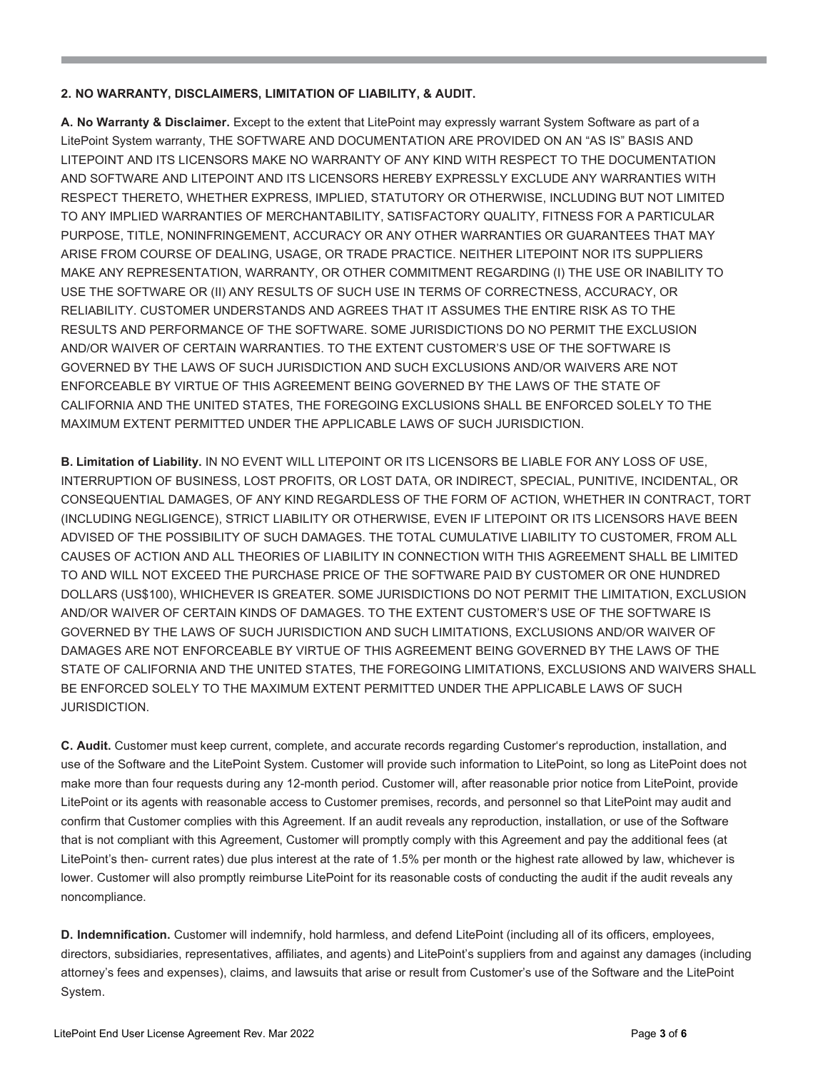**2. NO WARRANTY, DISCLAIMERS, LIMITATION OF LIABILITY, & AUDIT.**

**A. No Warranty & Disclaimer.** Except to the extent that LitePoint may expressly warrant System Software as part of a LitePoint System warranty, THE SOFTWARE AND DOCUMENTATION ARE PROVIDED ON AN "AS IS" BASIS AND LITEPOINT AND ITS LICENSORS MAKE NO WARRANTY OF ANY KIND WITH RESPECT TO THE DOCUMENTATION AND SOFTWARE AND LITEPOINT AND ITS LICENSORS HEREBY EXPRESSLY EXCLUDE ANY WARRANTIES WITH RESPECT THERETO, WHETHER EXPRESS, IMPLIED, STATUTORY OR OTHERWISE, INCLUDING BUT NOT LIMITED TO ANY IMPLIED WARRANTIES OF MERCHANTABILITY, SATISFACTORY QUALITY, FITNESS FOR A PARTICULAR PURPOSE, TITLE, NONINFRINGEMENT, ACCURACY OR ANY OTHER WARRANTIES OR GUARANTEES THAT MAY ARISE FROM COURSE OF DEALING, USAGE, OR TRADE PRACTICE. NEITHER LITEPOINT NOR ITS SUPPLIERS MAKE ANY REPRESENTATION, WARRANTY, OR OTHER COMMITMENT REGARDING (I) THE USE OR INABILITY TO USE THE SOFTWARE OR (II) ANY RESULTS OF SUCH USE IN TERMS OF CORRECTNESS, ACCURACY, OR RELIABILITY. CUSTOMER UNDERSTANDS AND AGREES THAT IT ASSUMES THE ENTIRE RISK AS TO THE RESULTS AND PERFORMANCE OF THE SOFTWARE. SOME JURISDICTIONS DO NO PERMIT THE EXCLUSION AND/OR WAIVER OF CERTAIN WARRANTIES. TO THE EXTENT CUSTOMER'S USE OF THE SOFTWARE IS GOVERNED BY THE LAWS OF SUCH JURISDICTION AND SUCH EXCLUSIONS AND/OR WAIVERS ARE NOT ENFORCEABLE BY VIRTUE OF THIS AGREEMENT BEING GOVERNED BY THE LAWS OF THE STATE OF CALIFORNIA AND THE UNITED STATES, THE FOREGOING EXCLUSIONS SHALL BE ENFORCED SOLELY TO THE MAXIMUM EXTENT PERMITTED UNDER THE APPLICABLE LAWS OF SUCH JURISDICTION.

**B. Limitation of Liability.** IN NO EVENT WILL LITEPOINT OR ITS LICENSORS BE LIABLE FOR ANY LOSS OF USE, INTERRUPTION OF BUSINESS, LOST PROFITS, OR LOST DATA, OR INDIRECT, SPECIAL, PUNITIVE, INCIDENTAL, OR CONSEQUENTIAL DAMAGES, OF ANY KIND REGARDLESS OF THE FORM OF ACTION, WHETHER IN CONTRACT, TORT (INCLUDING NEGLIGENCE), STRICT LIABILITY OR OTHERWISE, EVEN IF LITEPOINT OR ITS LICENSORS HAVE BEEN ADVISED OF THE POSSIBILITY OF SUCH DAMAGES. THE TOTAL CUMULATIVE LIABILITY TO CUSTOMER, FROM ALL CAUSES OF ACTION AND ALL THEORIES OF LIABILITY IN CONNECTION WITH THIS AGREEMENT SHALL BE LIMITED TO AND WILL NOT EXCEED THE PURCHASE PRICE OF THE SOFTWARE PAID BY CUSTOMER OR ONE HUNDRED DOLLARS (US$100), WHICHEVER IS GREATER. SOME JURISDICTIONS DO NOT PERMIT THE LIMITATION, EXCLUSION AND/OR WAIVER OF CERTAIN KINDS OF DAMAGES. TO THE EXTENT CUSTOMER'S USE OF THE SOFTWARE IS GOVERNED BY THE LAWS OF SUCH JURISDICTION AND SUCH LIMITATIONS, EXCLUSIONS AND/OR WAIVER OF DAMAGES ARE NOT ENFORCEABLE BY VIRTUE OF THIS AGREEMENT BEING GOVERNED BY THE LAWS OF THE STATE OF CALIFORNIA AND THE UNITED STATES, THE FOREGOING LIMITATIONS, EXCLUSIONS AND WAIVERS SHALL BE ENFORCED SOLELY TO THE MAXIMUM EXTENT PERMITTED UNDER THE APPLICABLE LAWS OF SUCH JURISDICTION.

**C. Audit.** Customer must keep current, complete, and accurate records regarding Customer's reproduction, installation, and use of the Software and the LitePoint System. Customer will provide such information to LitePoint, so long as LitePoint does not make more than four requests during any 12-month period. Customer will, after reasonable prior notice from LitePoint, provide LitePoint or its agents with reasonable access to Customer premises, records, and personnel so that LitePoint may audit and confirm that Customer complies with this Agreement. If an audit reveals any reproduction, installation, or use of the Software that is not compliant with this Agreement, Customer will promptly comply with this Agreement and pay the additional fees (at LitePoint's then- current rates) due plus interest at the rate of 1.5% per month or the highest rate allowed by law, whichever is lower. Customer will also promptly reimburse LitePoint for its reasonable costs of conducting the audit if the audit reveals any noncompliance.

**D. Indemnification.** Customer will indemnify, hold harmless, and defend LitePoint (including all of its officers, employees, directors, subsidiaries, representatives, affiliates, and agents) and LitePoint's suppliers from and against any damages (including attorney's fees and expenses), claims, and lawsuits that arise or result from Customer's use of the Software and the LitePoint System.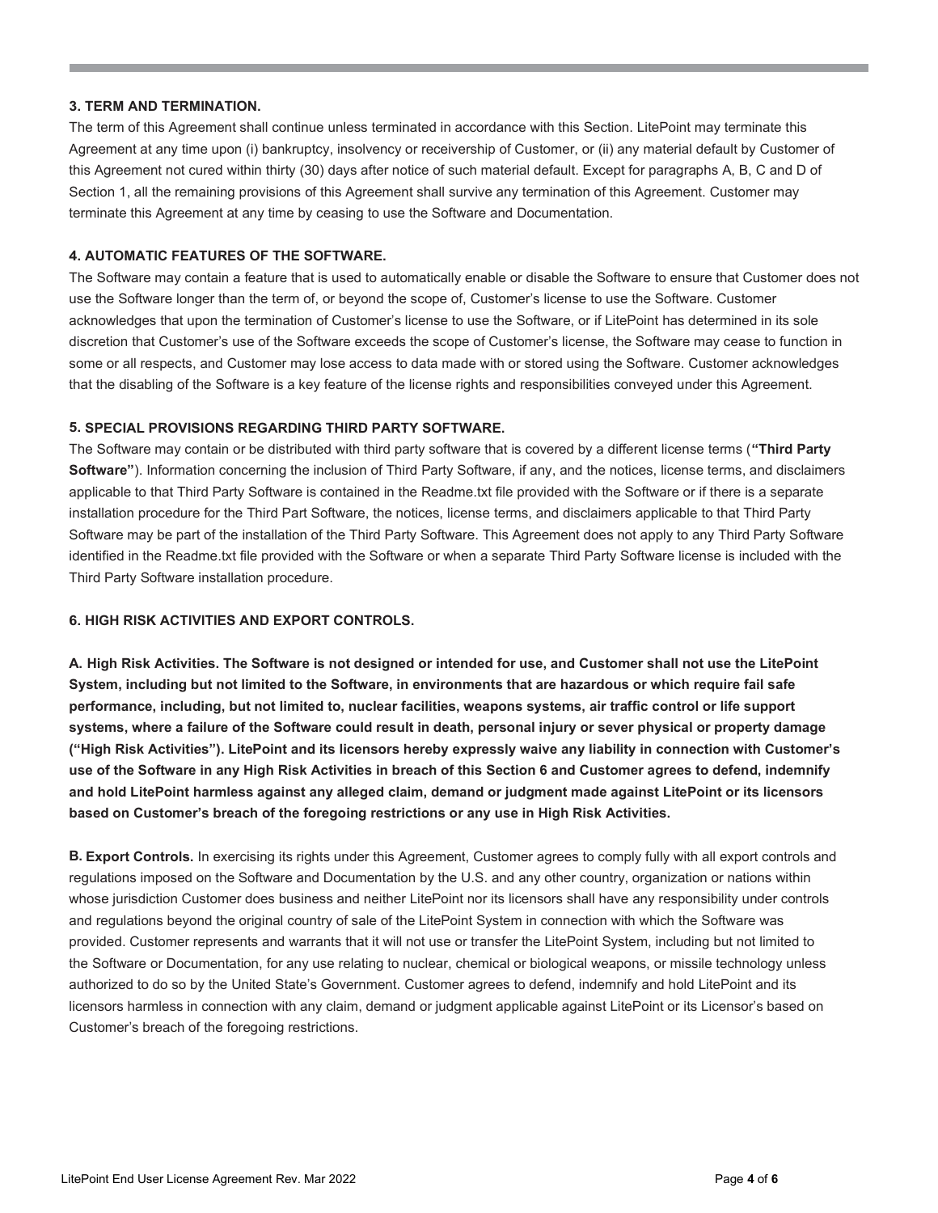**3. TERM AND TERMINATION.**

The term of this Agreement shall continue unless terminated in accordance with this Section. LitePoint may terminate this Agreement at any time upon (i) bankruptcy, insolvency or receivership of Customer, or (ii) any material default by Customer of this Agreement not cured within thirty (30) days after notice of such material default. Except for paragraphs A, B, C and D of Section 1, all the remaining provisions of this Agreement shall survive any termination of this Agreement. Customer may terminate this Agreement at any time by ceasing to use the Software and Documentation.

**4. AUTOMATIC FEATURES OF THE SOFTWARE.**

The Software may contain a feature that is used to automatically enable or disable the Software to ensure that Customer does not use the Software longer than the term of, or beyond the scope of, Customer's license to use the Software. Customer acknowledges that upon the termination of Customer's license to use the Software, or if LitePoint has determined in its sole discretion that Customer's use of the Software exceeds the scope of Customer's license, the Software may cease to function in some or all respects, and Customer may lose access to data made with or stored using the Software. Customer acknowledges that the disabling of the Software is a key feature of the license rights and responsibilities conveyed under this Agreement.

**5. SPECIAL PROVISIONS REGARDING THIRD PARTY SOFTWARE.**

The Software may contain or be distributed with third party software that is covered by a different license terms (**"Third Party Software"**). Information concerning the inclusion of Third Party Software, if any, and the notices, license terms, and disclaimers applicable to that Third Party Software is contained in the Readme.txt file provided with the Software or if there is a separate installation procedure for the Third Part Software, the notices, license terms, and disclaimers applicable to that Third Party Software may be part of the installation of the Third Party Software. This Agreement does not apply to any Third Party Software identified in the Readme.txt file provided with the Software or when a separate Third Party Software license is included with the Third Party Software installation procedure.

**6. HIGH RISK ACTIVITIES AND EXPORT CONTROLS.**

**A. High Risk Activities. The Software is not designed or intended for use, and Customer shall not use the LitePoint System, including but not limited to the Software, in environments that are hazardous or which require fail safe performance, including, but not limited to, nuclear facilities, weapons systems, air traffic control or life support systems, where a failure of the Software could result in death, personal injury or sever physical or property damage ("High Risk Activities"). LitePoint and its licensors hereby expressly waive any liability in connection with Customer's use of the Software in any High Risk Activities in breach of this Section 6 and Customer agrees to defend, indemnify and hold LitePoint harmless against any alleged claim, demand or judgment made against LitePoint or its licensors based on Customer's breach of the foregoing restrictions or any use in High Risk Activities.**

**B. Export Controls.** In exercising its rights under this Agreement, Customer agrees to comply fully with all export controls and regulations imposed on the Software and Documentation by the U.S. and any other country, organization or nations within whose jurisdiction Customer does business and neither LitePoint nor its licensors shall have any responsibility under controls and regulations beyond the original country of sale of the LitePoint System in connection with which the Software was provided. Customer represents and warrants that it will not use or transfer the LitePoint System, including but not limited to the Software or Documentation, for any use relating to nuclear, chemical or biological weapons, or missile technology unless authorized to do so by the United State's Government. Customer agrees to defend, indemnify and hold LitePoint and its licensors harmless in connection with any claim, demand or judgment applicable against LitePoint or its Licensor's based on Customer's breach of the foregoing restrictions.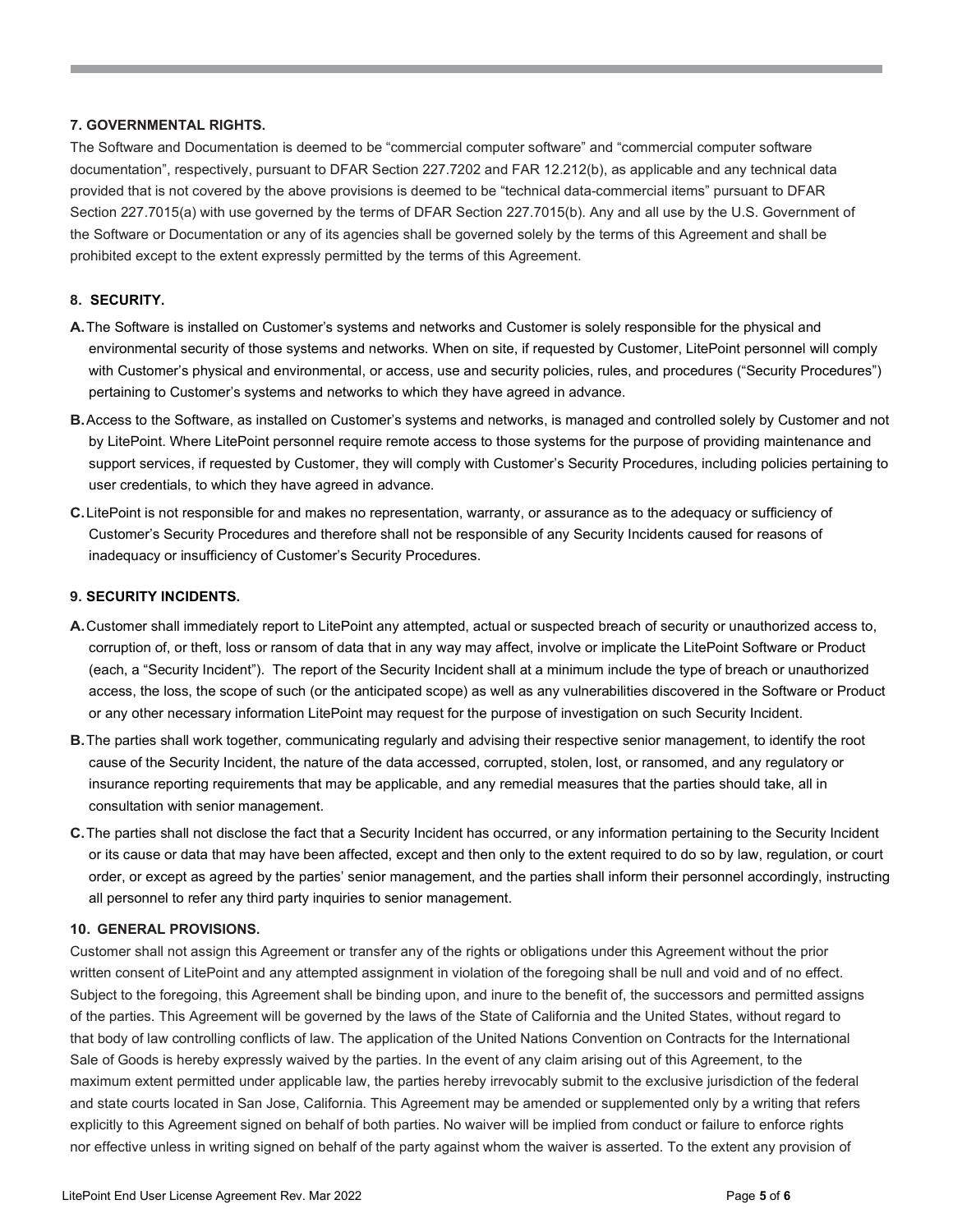**7. GOVERNMENTAL RIGHTS.**

The Software and Documentation is deemed to be "commercial computer software" and "commercial computer software documentation", respectively, pursuant to DFAR Section 227.7202 and FAR 12.212(b), as applicable and any technical data provided that is not covered by the above provisions is deemed to be "technical data-commercial items" pursuant to DFAR Section 227.7015(a) with use governed by the terms of DFAR Section 227.7015(b). Any and all use by the U.S. Government of the Software or Documentation or any of its agencies shall be governed solely by the terms of this Agreement and shall be prohibited except to the extent expressly permitted by the terms of this Agreement.

**8. SECURITY.**

**A.** The Software is installed on Customer's systems and networks and Customer is solely responsible for the physical and environmental security of those systems and networks. When on site, if requested by Customer, LitePoint personnel will comply with Customer's physical and environmental, or access, use and security policies, rules, and procedures ("Security Procedures") pertaining to Customer's systems and networks to which they have agreed in advance.

**B.** Access to the Software, as installed on Customer's systems and networks, is managed and controlled solely by Customer and not by LitePoint. Where LitePoint personnel require remote access to those systems for the purpose of providing maintenance and support services, if requested by Customer, they will comply with Customer's Security Procedures, including policies pertaining to user credentials, to which they have agreed in advance.

**C.** LitePoint is not responsible for and makes no representation, warranty, or assurance as to the adequacy or sufficiency of Customer's Security Procedures and therefore shall not be responsible of any Security Incidents caused for reasons of inadequacy or insufficiency of Customer's Security Procedures.

**9. SECURITY INCIDENTS.**

**A.** Customer shall immediately report to LitePoint any attempted, actual or suspected breach of security or unauthorized access to, corruption of, or theft, loss or ransom of data that in any way may affect, involve or implicate the LitePoint Software or Product (each, a "Security Incident"). The report of the Security Incident shall at a minimum include the type of breach or unauthorized access, the loss, the scope of such (or the anticipated scope) as well as any vulnerabilities discovered in the Software or Product or any other necessary information LitePoint may request for the purpose of investigation on such Security Incident.

**B.** The parties shall work together, communicating regularly and advising their respective senior management, to identify the root cause of the Security Incident, the nature of the data accessed, corrupted, stolen, lost, or ransomed, and any regulatory or insurance reporting requirements that may be applicable, and any remedial measures that the parties should take, all in consultation with senior management.

**C.** The parties shall not disclose the fact that a Security Incident has occurred, or any information pertaining to the Security Incident or its cause or data that may have been affected, except and then only to the extent required to do so by law, regulation, or court order, or except as agreed by the parties' senior management, and the parties shall inform their personnel accordingly, instructing all personnel to refer any third party inquiries to senior management.

**10. GENERAL PROVISIONS.**

Customer shall not assign this Agreement or transfer any of the rights or obligations under this Agreement without the prior written consent of LitePoint and any attempted assignment in violation of the foregoing shall be null and void and of no effect. Subject to the foregoing, this Agreement shall be binding upon, and inure to the benefit of, the successors and permitted assigns of the parties. This Agreement will be governed by the laws of the State of California and the United States, without regard to that body of law controlling conflicts of law. The application of the United Nations Convention on Contracts for the International Sale of Goods is hereby expressly waived by the parties. In the event of any claim arising out of this Agreement, to the maximum extent permitted under applicable law, the parties hereby irrevocably submit to the exclusive jurisdiction of the federal and state courts located in San Jose, California. This Agreement may be amended or supplemented only by a writing that refers explicitly to this Agreement signed on behalf of both parties. No waiver will be implied from conduct or failure to enforce rights nor effective unless in writing signed on behalf of the party against whom the waiver is asserted. To the extent any provision of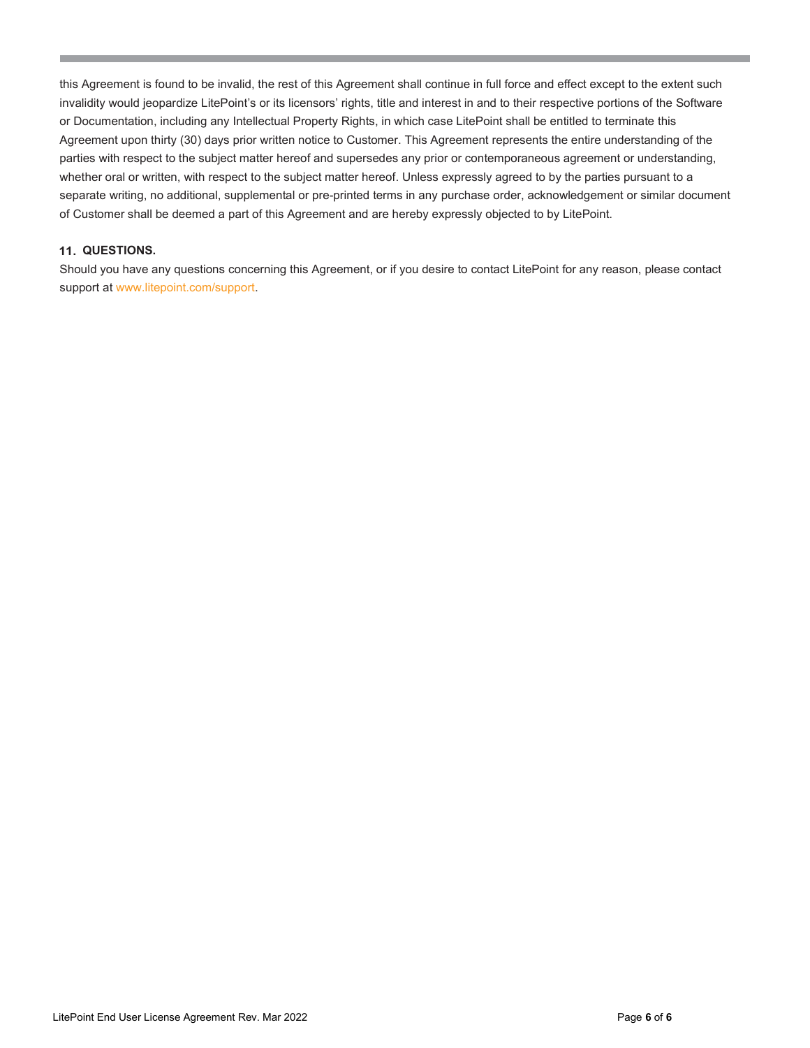this Agreement is found to be invalid, the rest of this Agreement shall continue in full force and effect except to the extent such invalidity would jeopardize LitePoint's or its licensors' rights, title and interest in and to their respective portions of the Software or Documentation, including any Intellectual Property Rights, in which case LitePoint shall be entitled to terminate this Agreement upon thirty (30) days prior written notice to Customer. This Agreement represents the entire understanding of the parties with respect to the subject matter hereof and supersedes any prior or contemporaneous agreement or understanding, whether oral or written, with respect to the subject matter hereof. Unless expressly agreed to by the parties pursuant to a separate writing, no additional, supplemental or pre-printed terms in any purchase order, acknowledgement or similar document of Customer shall be deemed a part of this Agreement and are hereby expressly objected to by LitePoint.

### 11. QUESTIONS.

Should you have any questions concerning this Agreement, or if you desire to contact LitePoint for any reason, please contact support at www.litepoint.com/support.